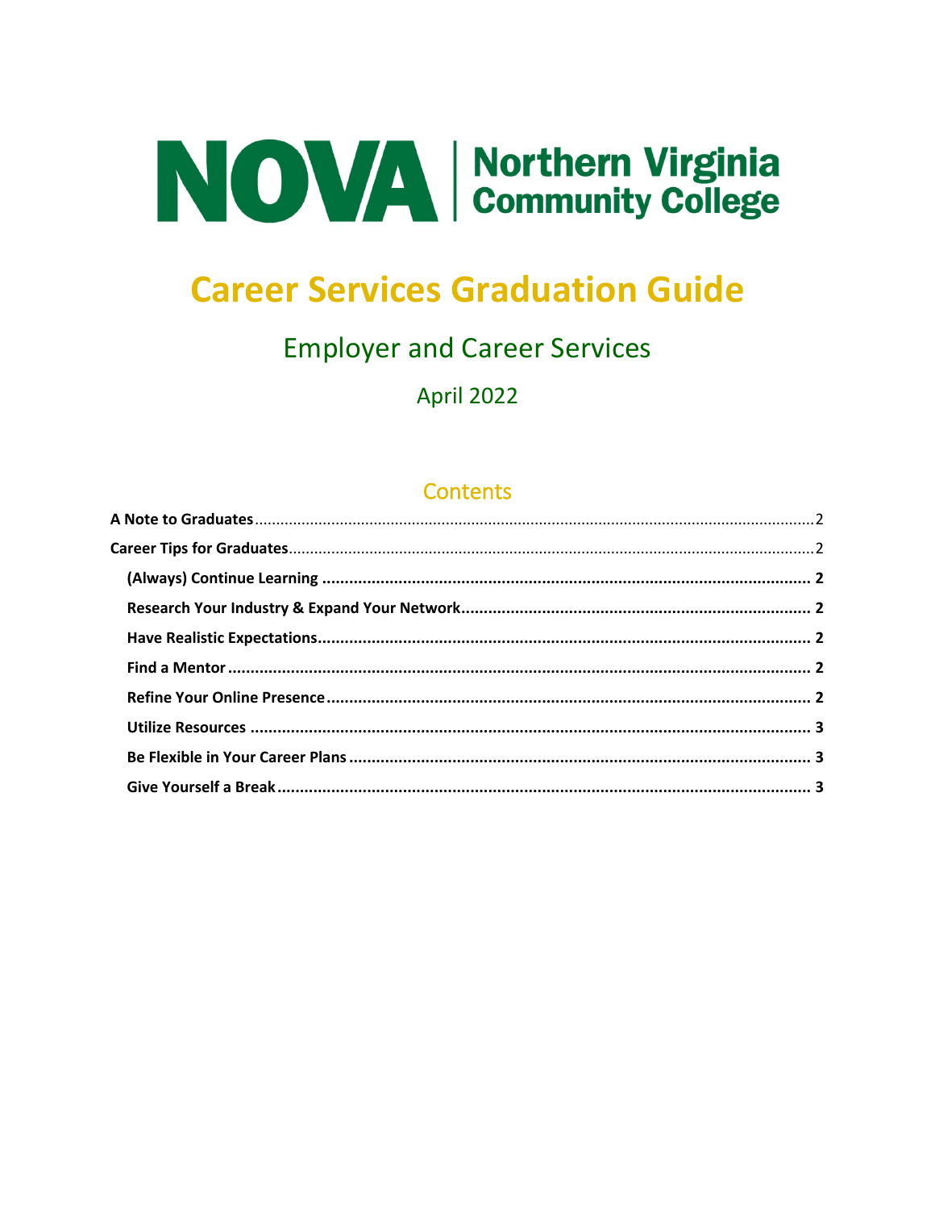NOVA | Northern Virginia Community College

# Career Services Graduation Guide

## Employer and Career Services

### April 2022

## Contents

**A Note to Graduates** ........ 2

**Career Tips for Graduates** ........ 2

- **(Always) Continue Learning** ........ 2
- **Research Your Industry & Expand Your Network** ........ 2
- **Have Realistic Expectations** ........ 2
- **Find a Mentor** ........ 2
- **Refine Your Online Presence** ........ 2
- **Utilize Resources** ........ 3
- **Be Flexible in Your Career Plans** ........ 3
- **Give Yourself a Break** ........ 3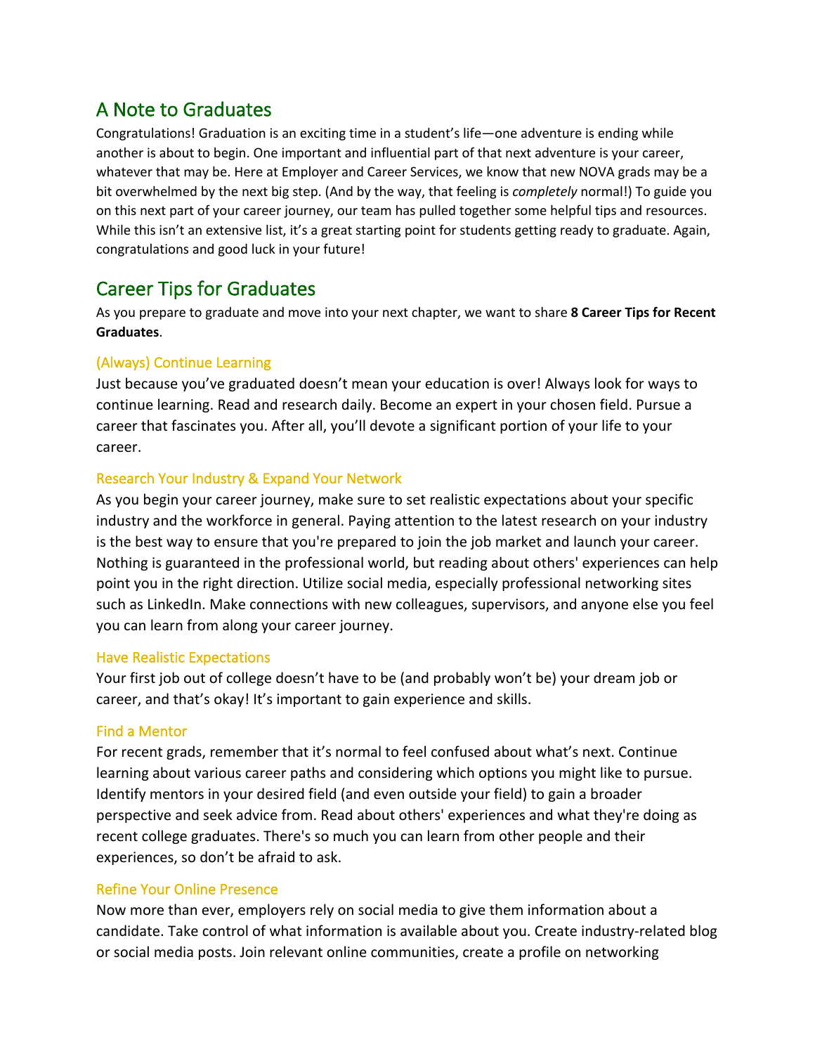## A Note to Graduates

Congratulations! Graduation is an exciting time in a student's life—one adventure is ending while another is about to begin. One important and influential part of that next adventure is your career, whatever that may be. Here at Employer and Career Services, we know that new NOVA grads may be a bit overwhelmed by the next big step. (And by the way, that feeling is *completely* normal!) To guide you on this next part of your career journey, our team has pulled together some helpful tips and resources. While this isn't an extensive list, it's a great starting point for students getting ready to graduate. Again, congratulations and good luck in your future!

## Career Tips for Graduates

As you prepare to graduate and move into your next chapter, we want to share **8 Career Tips for Recent Graduates**.

### (Always) Continue Learning

Just because you've graduated doesn't mean your education is over! Always look for ways to continue learning. Read and research daily. Become an expert in your chosen field. Pursue a career that fascinates you. After all, you'll devote a significant portion of your life to your career.

### Research Your Industry & Expand Your Network

As you begin your career journey, make sure to set realistic expectations about your specific industry and the workforce in general. Paying attention to the latest research on your industry is the best way to ensure that you're prepared to join the job market and launch your career. Nothing is guaranteed in the professional world, but reading about others' experiences can help point you in the right direction. Utilize social media, especially professional networking sites such as LinkedIn. Make connections with new colleagues, supervisors, and anyone else you feel you can learn from along your career journey.

### Have Realistic Expectations

Your first job out of college doesn't have to be (and probably won't be) your dream job or career, and that's okay! It's important to gain experience and skills.

### Find a Mentor

For recent grads, remember that it's normal to feel confused about what's next. Continue learning about various career paths and considering which options you might like to pursue. Identify mentors in your desired field (and even outside your field) to gain a broader perspective and seek advice from. Read about others' experiences and what they're doing as recent college graduates. There's so much you can learn from other people and their experiences, so don't be afraid to ask.

### Refine Your Online Presence

Now more than ever, employers rely on social media to give them information about a candidate. Take control of what information is available about you. Create industry-related blog or social media posts. Join relevant online communities, create a profile on networking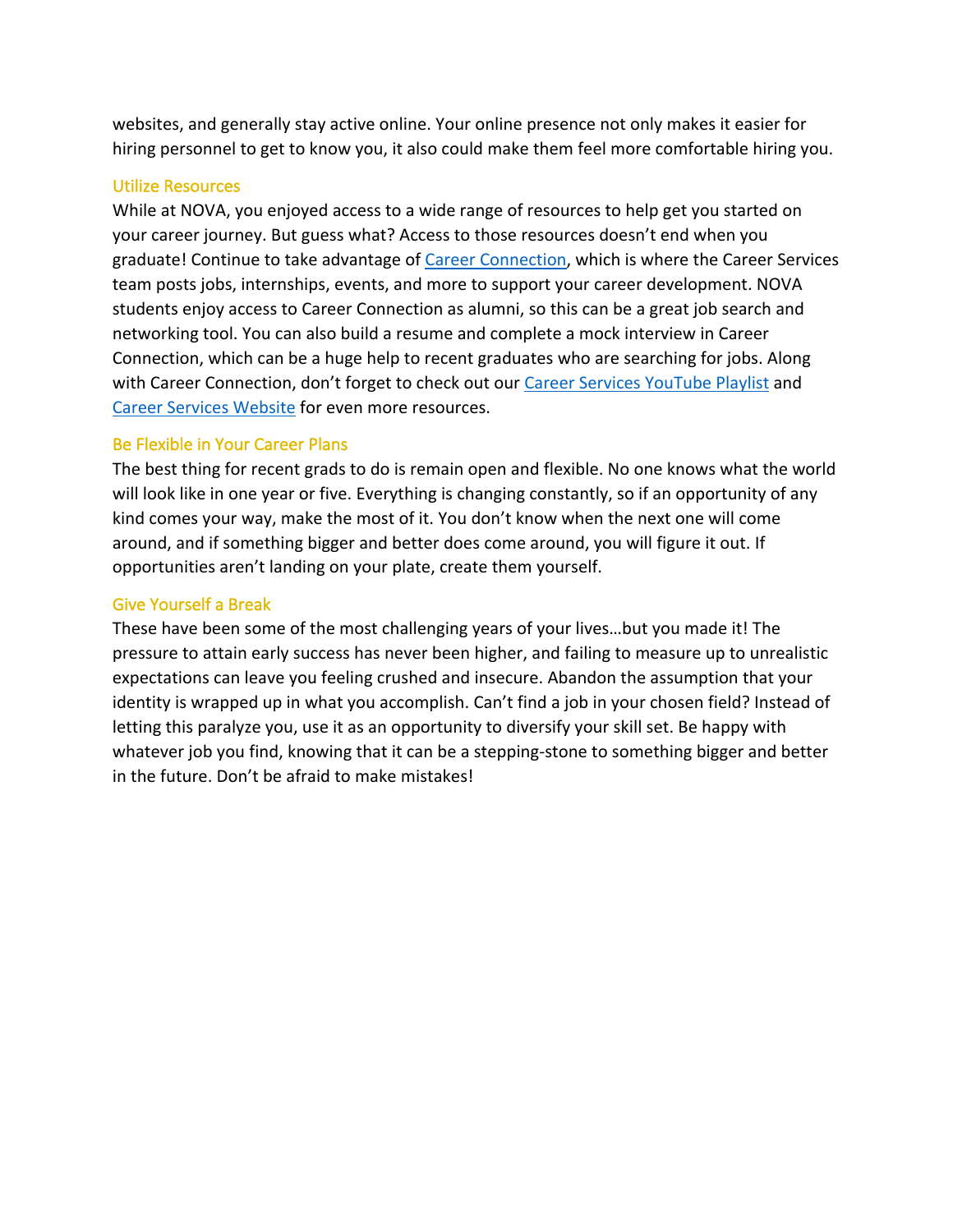websites, and generally stay active online. Your online presence not only makes it easier for hiring personnel to get to know you, it also could make them feel more comfortable hiring you.

### Utilize Resources

While at NOVA, you enjoyed access to a wide range of resources to help get you started on your career journey. But guess what? Access to those resources doesn't end when you graduate! Continue to take advantage of Career Connection, which is where the Career Services team posts jobs, internships, events, and more to support your career development. NOVA students enjoy access to Career Connection as alumni, so this can be a great job search and networking tool. You can also build a resume and complete a mock interview in Career Connection, which can be a huge help to recent graduates who are searching for jobs. Along with Career Connection, don't forget to check out our Career Services YouTube Playlist and Career Services Website for even more resources.

### Be Flexible in Your Career Plans

The best thing for recent grads to do is remain open and flexible. No one knows what the world will look like in one year or five. Everything is changing constantly, so if an opportunity of any kind comes your way, make the most of it. You don't know when the next one will come around, and if something bigger and better does come around, you will figure it out. If opportunities aren't landing on your plate, create them yourself.

### Give Yourself a Break

These have been some of the most challenging years of your lives…but you made it! The pressure to attain early success has never been higher, and failing to measure up to unrealistic expectations can leave you feeling crushed and insecure. Abandon the assumption that your identity is wrapped up in what you accomplish. Can't find a job in your chosen field? Instead of letting this paralyze you, use it as an opportunity to diversify your skill set. Be happy with whatever job you find, knowing that it can be a stepping-stone to something bigger and better in the future. Don't be afraid to make mistakes!